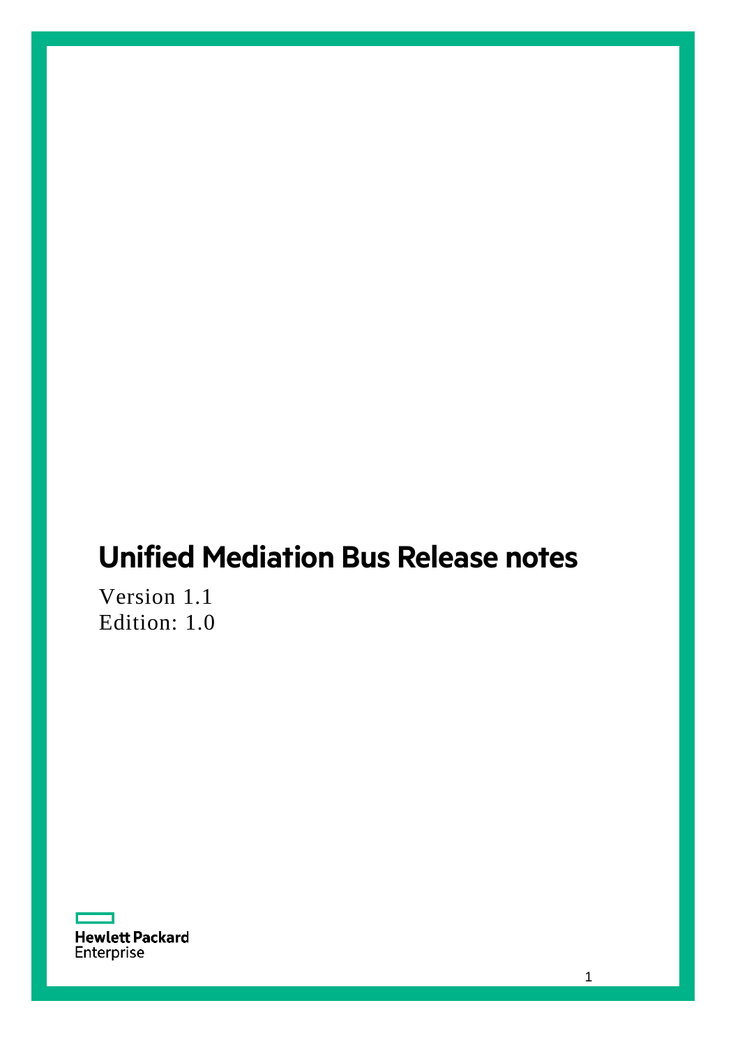# Unified Mediation Bus Release notes

Version 1.1
Edition: 1.0

Hewlett Packard
Enterprise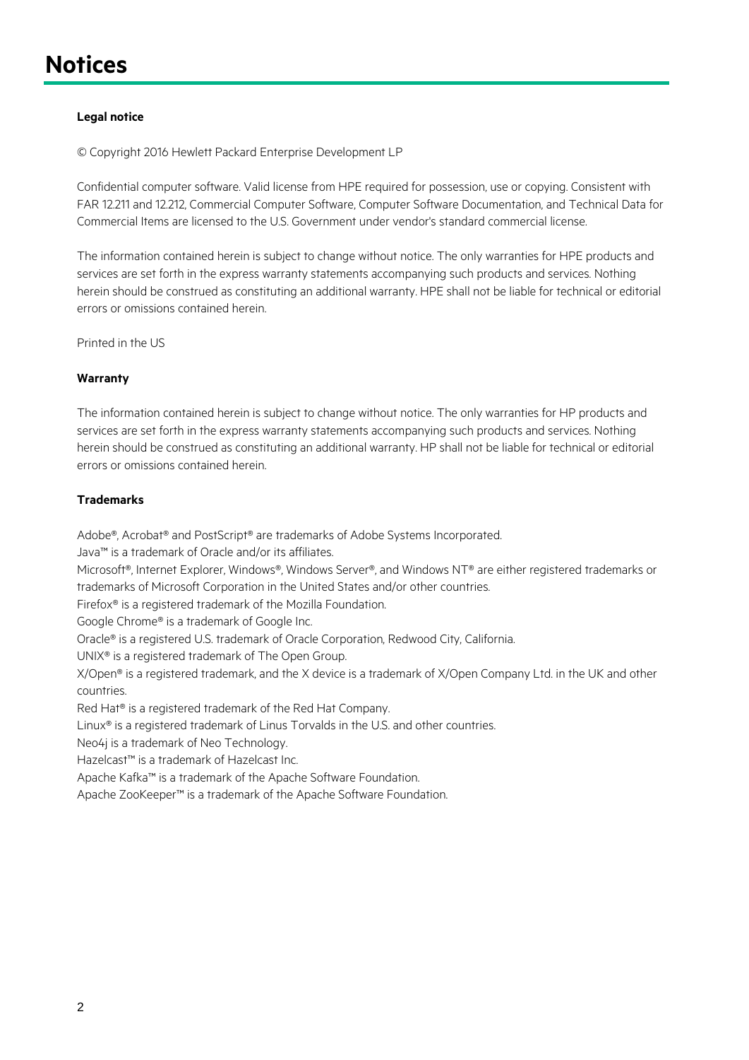# Notices

### Legal notice

© Copyright 2016 Hewlett Packard Enterprise Development LP

Confidential computer software. Valid license from HPE required for possession, use or copying. Consistent with FAR 12.211 and 12.212, Commercial Computer Software, Computer Software Documentation, and Technical Data for Commercial Items are licensed to the U.S. Government under vendor's standard commercial license.

The information contained herein is subject to change without notice. The only warranties for HPE products and services are set forth in the express warranty statements accompanying such products and services. Nothing herein should be construed as constituting an additional warranty. HPE shall not be liable for technical or editorial errors or omissions contained herein.

Printed in the US

### Warranty

The information contained herein is subject to change without notice. The only warranties for HP products and services are set forth in the express warranty statements accompanying such products and services. Nothing herein should be construed as constituting an additional warranty. HP shall not be liable for technical or editorial errors or omissions contained herein.

### Trademarks

Adobe®, Acrobat® and PostScript® are trademarks of Adobe Systems Incorporated.
Java™ is a trademark of Oracle and/or its affiliates.
Microsoft®, Internet Explorer, Windows®, Windows Server®, and Windows NT® are either registered trademarks or trademarks of Microsoft Corporation in the United States and/or other countries.
Firefox® is a registered trademark of the Mozilla Foundation.
Google Chrome® is a trademark of Google Inc.
Oracle® is a registered U.S. trademark of Oracle Corporation, Redwood City, California.
UNIX® is a registered trademark of The Open Group.
X/Open® is a registered trademark, and the X device is a trademark of X/Open Company Ltd. in the UK and other countries.
Red Hat® is a registered trademark of the Red Hat Company.
Linux® is a registered trademark of Linus Torvalds in the U.S. and other countries.
Neo4j is a trademark of Neo Technology.
Hazelcast™ is a trademark of Hazelcast Inc.
Apache Kafka™ is a trademark of the Apache Software Foundation.
Apache ZooKeeper™ is a trademark of the Apache Software Foundation.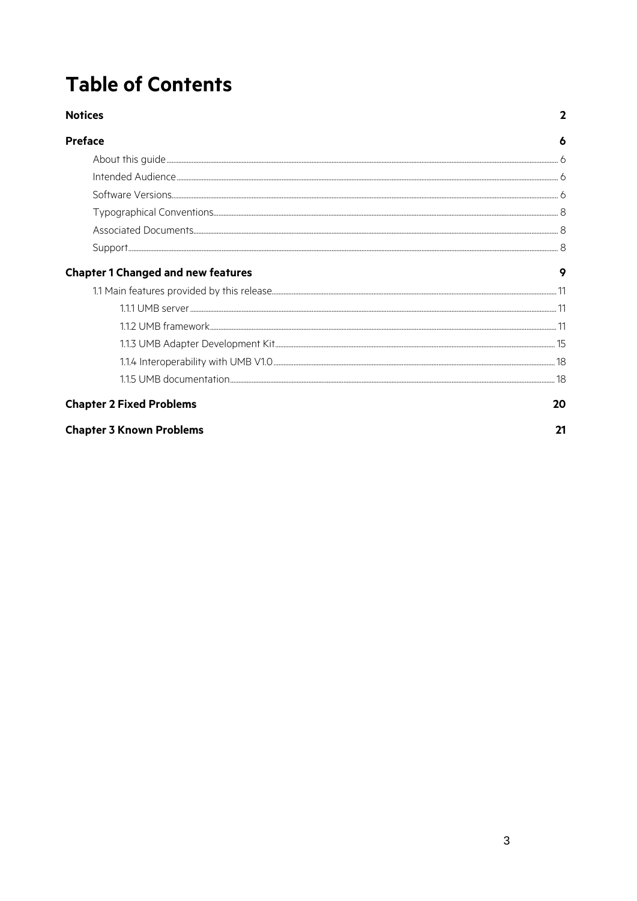# Table of Contents

**Notices** 2

**Preface** 6

- About this guide 6
- Intended Audience 6
- Software Versions 6
- Typographical Conventions 8
- Associated Documents 8
- Support 8

**Chapter 1 Changed and new features** 9

- 1.1 Main features provided by this release 11
  - 1.1.1 UMB server 11
  - 1.1.2 UMB framework 11
  - 1.1.3 UMB Adapter Development Kit 15
  - 1.1.4 Interoperability with UMB V1.0 18
  - 1.1.5 UMB documentation 18

**Chapter 2 Fixed Problems** 20

**Chapter 3 Known Problems** 21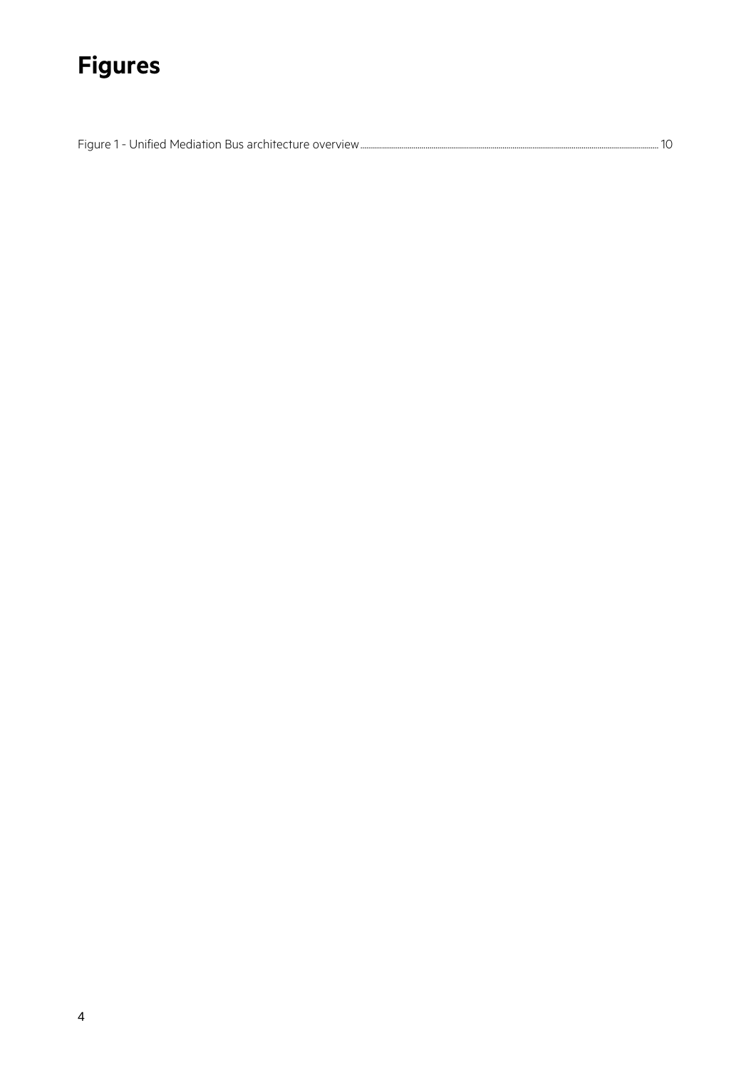# Figures

Figure 1 - Unified Mediation Bus architecture overview ........................................................................ 10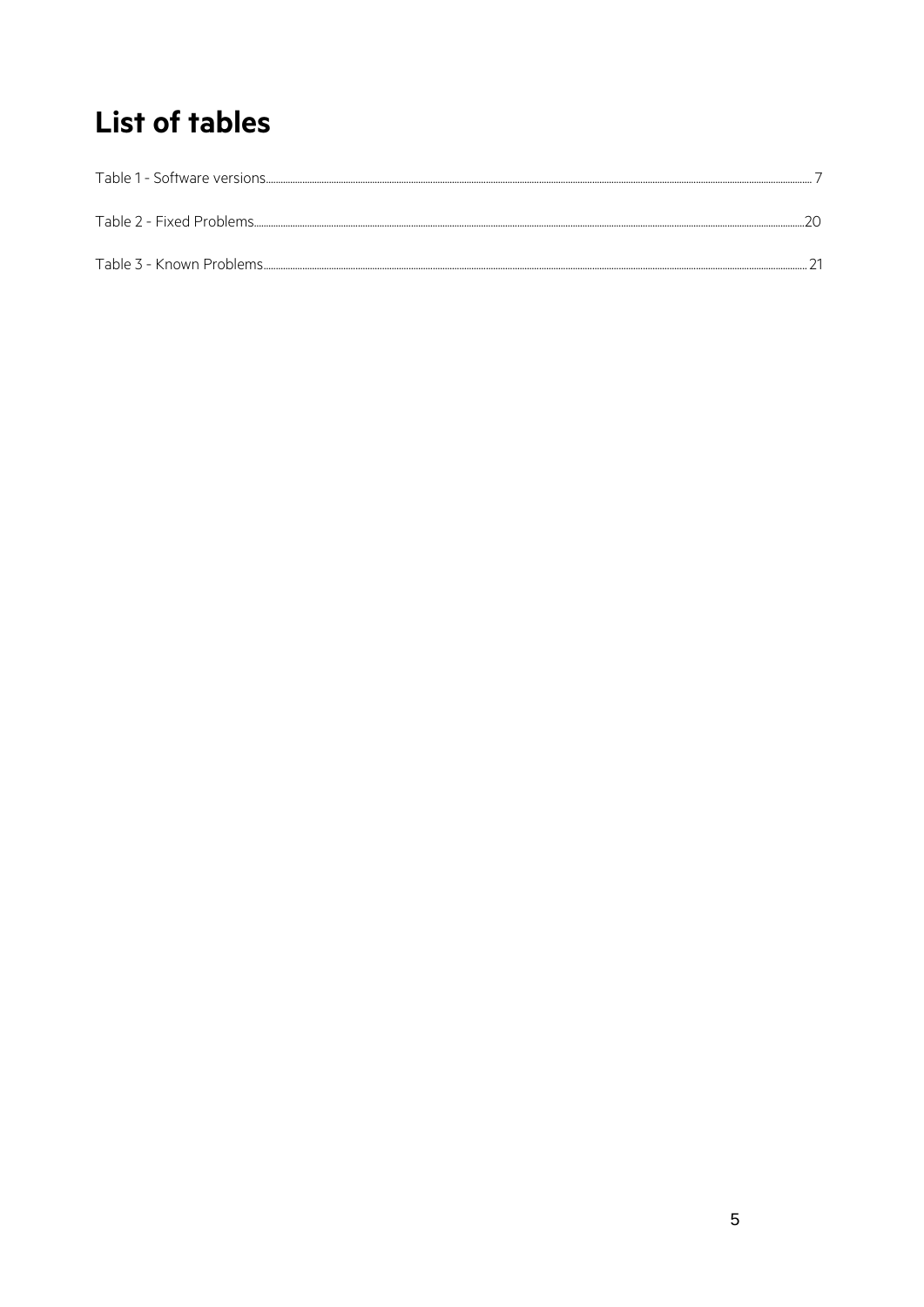# List of tables

Table 1 - Software versions ..... 7

Table 2 - Fixed Problems ..... 20

Table 3 - Known Problems ..... 21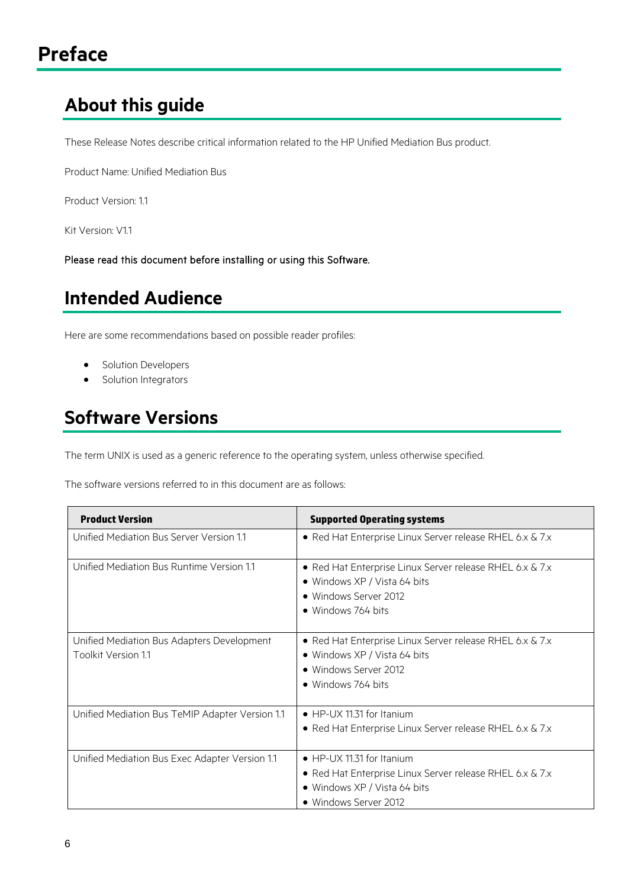# Preface

## About this guide

These Release Notes describe critical information related to the HP Unified Mediation Bus product.

Product Name: Unified Mediation Bus

Product Version: 1.1

Kit Version: V1.1

Please read this document before installing or using this Software.

## Intended Audience

Here are some recommendations based on possible reader profiles:

- Solution Developers
- Solution Integrators

## Software Versions

The term UNIX is used as a generic reference to the operating system, unless otherwise specified.

The software versions referred to in this document are as follows:

| Product Version | Supported Operating systems |
| --- | --- |
| Unified Mediation Bus Server Version 1.1 | • Red Hat Enterprise Linux Server release RHEL 6.x & 7.x |
| Unified Mediation Bus Runtime Version 1.1 | • Red Hat Enterprise Linux Server release RHEL 6.x & 7.x<br>• Windows XP / Vista 64 bits<br>• Windows Server 2012<br>• Windows 764 bits |
| Unified Mediation Bus Adapters Development Toolkit Version 1.1 | • Red Hat Enterprise Linux Server release RHEL 6.x & 7.x<br>• Windows XP / Vista 64 bits<br>• Windows Server 2012<br>• Windows 764 bits |
| Unified Mediation Bus TeMIP Adapter Version 1.1 | • HP-UX 11.31 for Itanium<br>• Red Hat Enterprise Linux Server release RHEL 6.x & 7.x |
| Unified Mediation Bus Exec Adapter Version 1.1 | • HP-UX 11.31 for Itanium<br>• Red Hat Enterprise Linux Server release RHEL 6.x & 7.x<br>• Windows XP / Vista 64 bits<br>• Windows Server 2012 |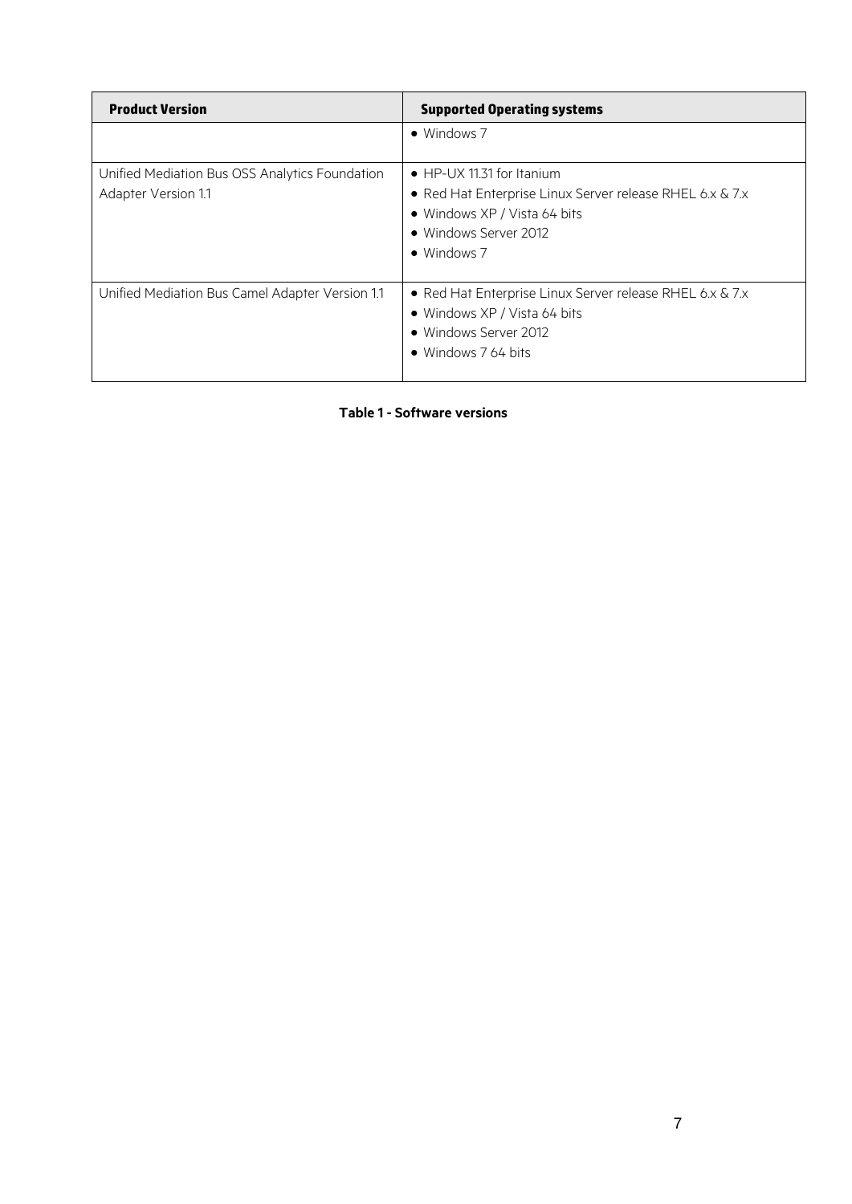| Product Version | Supported Operating systems |
| --- | --- |
| | • Windows 7 |
| Unified Mediation Bus OSS Analytics Foundation Adapter Version 1.1 | • HP-UX 11.31 for Itanium<br>• Red Hat Enterprise Linux Server release RHEL 6.x & 7.x<br>• Windows XP / Vista 64 bits<br>• Windows Server 2012<br>• Windows 7 |
| Unified Mediation Bus Camel Adapter Version 1.1 | • Red Hat Enterprise Linux Server release RHEL 6.x & 7.x<br>• Windows XP / Vista 64 bits<br>• Windows Server 2012<br>• Windows 7 64 bits |

**Table 1 - Software versions**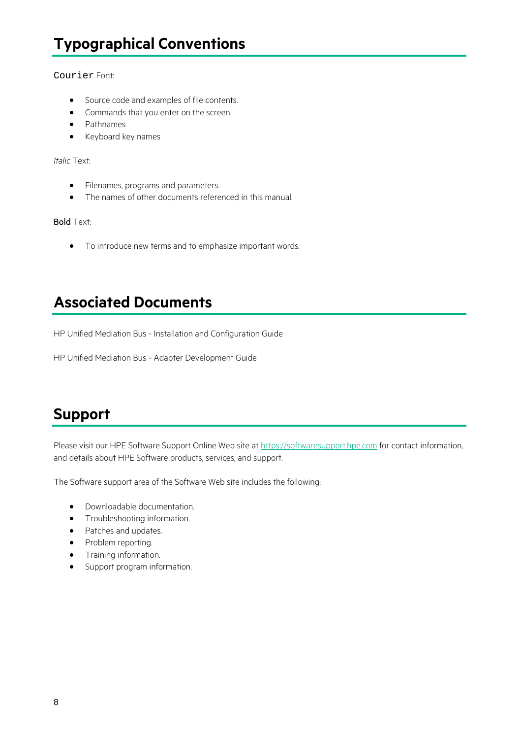## Typographical Conventions

`Courier` Font:

- Source code and examples of file contents.
- Commands that you enter on the screen.
- Pathnames
- Keyboard key names

*Italic* Text:

- Filenames, programs and parameters.
- The names of other documents referenced in this manual.

**Bold** Text:

- To introduce new terms and to emphasize important words.

## Associated Documents

HP Unified Mediation Bus - Installation and Configuration Guide

HP Unified Mediation Bus - Adapter Development Guide

## Support

Please visit our HPE Software Support Online Web site at [https://softwaresupport.hpe.com](https://softwaresupport.hpe.com) for contact information, and details about HPE Software products, services, and support.

The Software support area of the Software Web site includes the following:

- Downloadable documentation.
- Troubleshooting information.
- Patches and updates.
- Problem reporting.
- Training information.
- Support program information.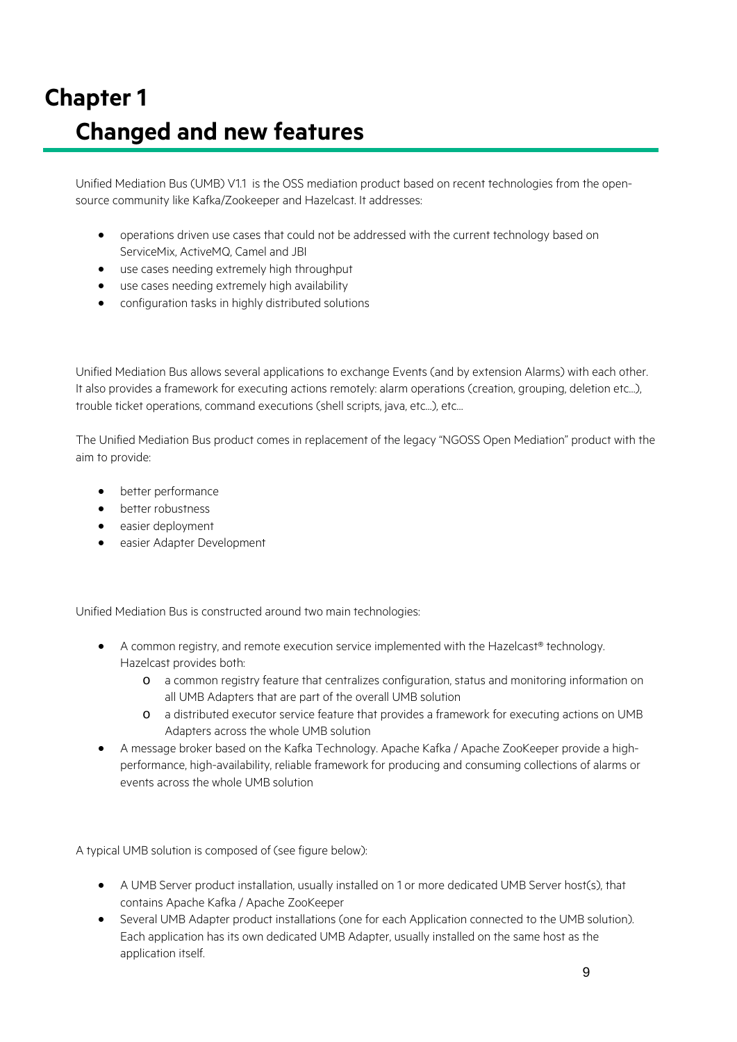# Chapter 1
# Changed and new features

Unified Mediation Bus (UMB) V1.1 is the OSS mediation product based on recent technologies from the open-source community like Kafka/Zookeeper and Hazelcast. It addresses:

- operations driven use cases that could not be addressed with the current technology based on ServiceMix, ActiveMQ, Camel and JBI
- use cases needing extremely high throughput
- use cases needing extremely high availability
- configuration tasks in highly distributed solutions

Unified Mediation Bus allows several applications to exchange Events (and by extension Alarms) with each other. It also provides a framework for executing actions remotely: alarm operations (creation, grouping, deletion etc…), trouble ticket operations, command executions (shell scripts, java, etc…), etc…

The Unified Mediation Bus product comes in replacement of the legacy "NGOSS Open Mediation" product with the aim to provide:

- better performance
- better robustness
- easier deployment
- easier Adapter Development

Unified Mediation Bus is constructed around two main technologies:

- A common registry, and remote execution service implemented with the Hazelcast® technology. Hazelcast provides both:
  - a common registry feature that centralizes configuration, status and monitoring information on all UMB Adapters that are part of the overall UMB solution
  - a distributed executor service feature that provides a framework for executing actions on UMB Adapters across the whole UMB solution
- A message broker based on the Kafka Technology. Apache Kafka / Apache ZooKeeper provide a high-performance, high-availability, reliable framework for producing and consuming collections of alarms or events across the whole UMB solution

A typical UMB solution is composed of (see figure below):

- A UMB Server product installation, usually installed on 1 or more dedicated UMB Server host(s), that contains Apache Kafka / Apache ZooKeeper
- Several UMB Adapter product installations (one for each Application connected to the UMB solution). Each application has its own dedicated UMB Adapter, usually installed on the same host as the application itself.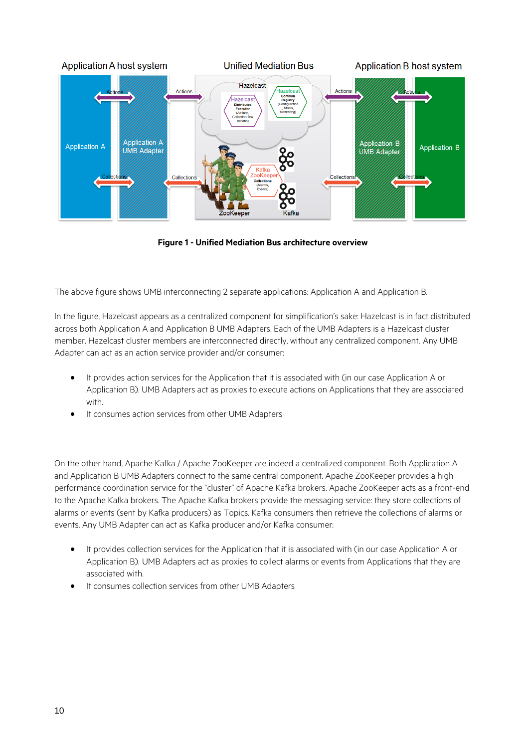**Figure 1 - Unified Mediation Bus architecture overview**

The above figure shows UMB interconnecting 2 separate applications: Application A and Application B.

In the figure, Hazelcast appears as a centralized component for simplification's sake: Hazelcast is in fact distributed across both Application A and Application B UMB Adapters. Each of the UMB Adapters is a Hazelcast cluster member. Hazelcast cluster members are interconnected directly, without any centralized component. Any UMB Adapter can act as an action service provider and/or consumer:

- It provides action services for the Application that it is associated with (in our case Application A or Application B). UMB Adapters act as proxies to execute actions on Applications that they are associated with.
- It consumes action services from other UMB Adapters

On the other hand, Apache Kafka / Apache ZooKeeper are indeed a centralized component. Both Application A and Application B UMB Adapters connect to the same central component. Apache ZooKeeper provides a high performance coordination service for the "cluster" of Apache Kafka brokers. Apache ZooKeeper acts as a front-end to the Apache Kafka brokers. The Apache Kafka brokers provide the messaging service: they store collections of alarms or events (sent by Kafka producers) as Topics. Kafka consumers then retrieve the collections of alarms or events. Any UMB Adapter can act as Kafka producer and/or Kafka consumer:

- It provides collection services for the Application that it is associated with (in our case Application A or Application B). UMB Adapters act as proxies to collect alarms or events from Applications that they are associated with.
- It consumes collection services from other UMB Adapters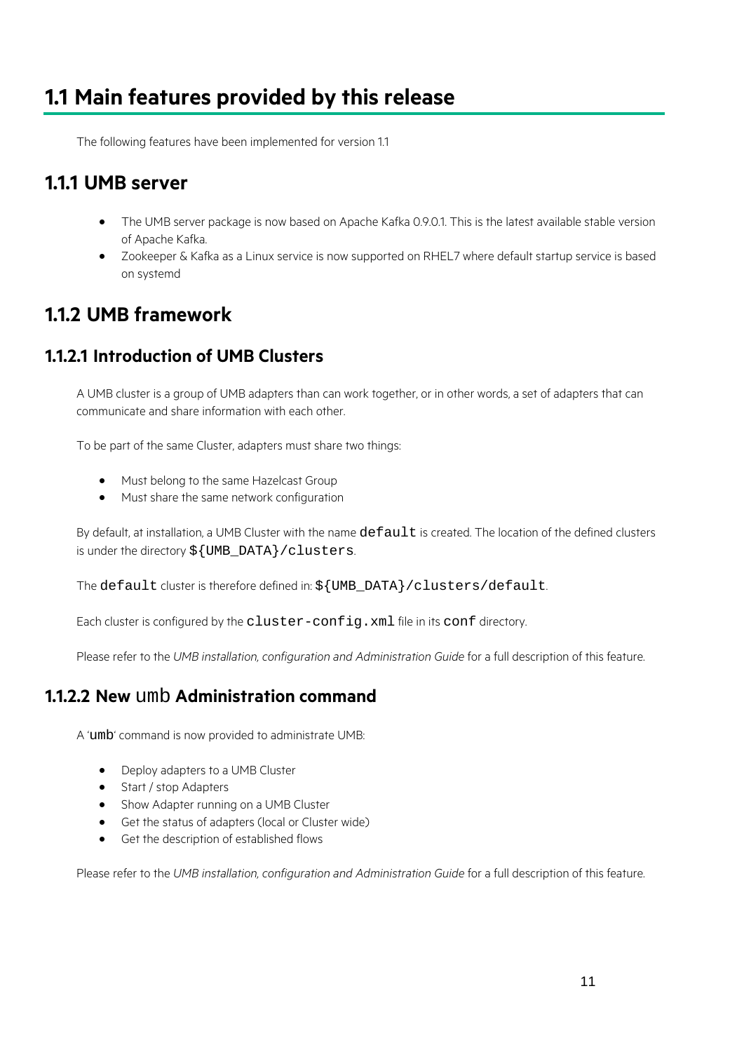# 1.1 Main features provided by this release

The following features have been implemented for version 1.1

## 1.1.1 UMB server

- The UMB server package is now based on Apache Kafka 0.9.0.1. This is the latest available stable version of Apache Kafka.
- Zookeeper & Kafka as a Linux service is now supported on RHEL7 where default startup service is based on systemd

## 1.1.2 UMB framework

### 1.1.2.1 Introduction of UMB Clusters

A UMB cluster is a group of UMB adapters than can work together, or in other words, a set of adapters that can communicate and share information with each other.

To be part of the same Cluster, adapters must share two things:

- Must belong to the same Hazelcast Group
- Must share the same network configuration

By default, at installation, a UMB Cluster with the name `default` is created. The location of the defined clusters is under the directory `${UMB_DATA}/clusters`.

The `default` cluster is therefore defined in: `${UMB_DATA}/clusters/default`.

Each cluster is configured by the `cluster-config.xml` file in its `conf` directory.

Please refer to the *UMB installation, configuration and Administration Guide* for a full description of this feature.

### 1.1.2.2 New `umb` Administration command

A '`umb`' command is now provided to administrate UMB:

- Deploy adapters to a UMB Cluster
- Start / stop Adapters
- Show Adapter running on a UMB Cluster
- Get the status of adapters (local or Cluster wide)
- Get the description of established flows

Please refer to the *UMB installation, configuration and Administration Guide* for a full description of this feature.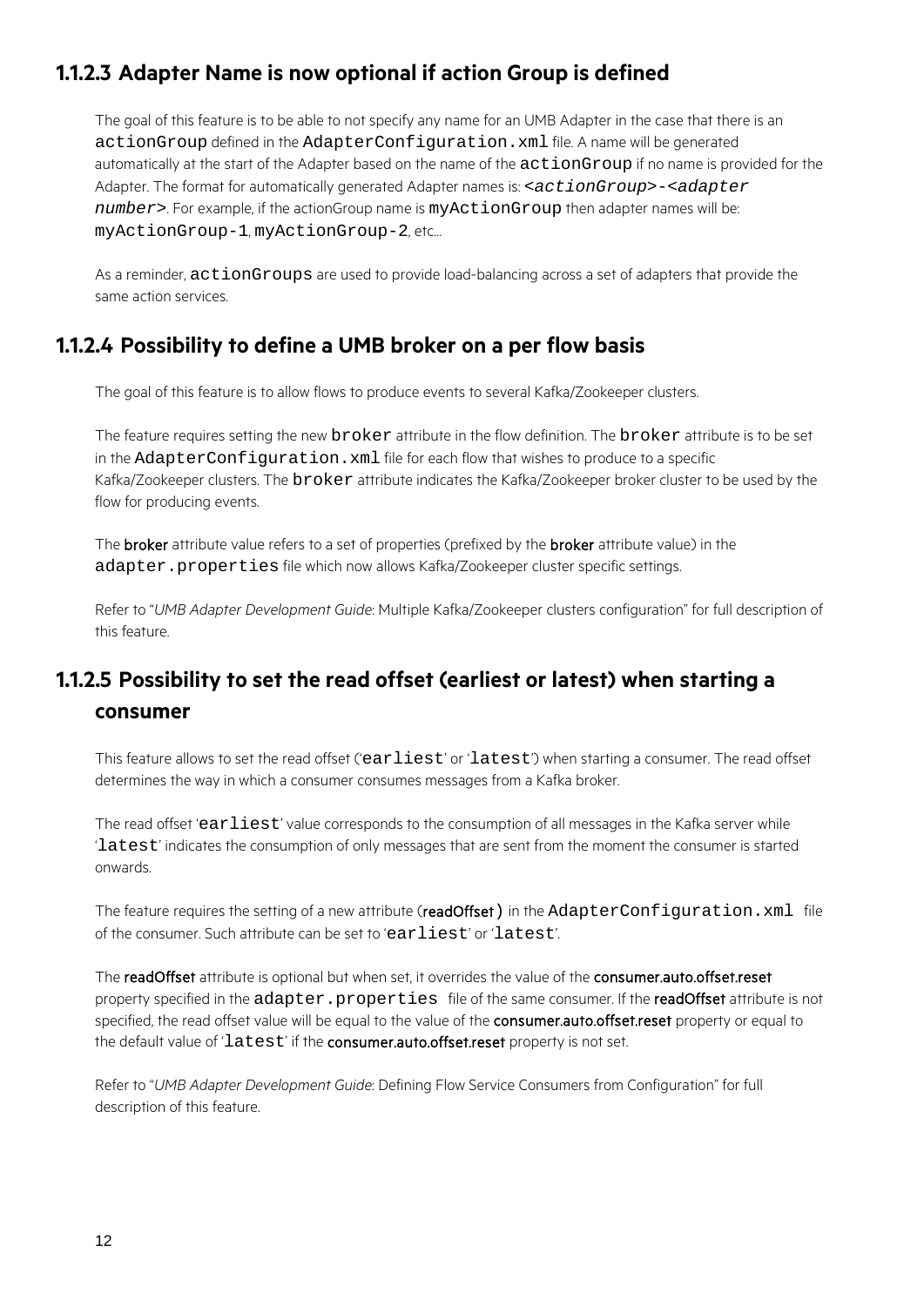### 1.1.2.3 Adapter Name is now optional if action Group is defined

The goal of this feature is to be able to not specify any name for an UMB Adapter in the case that there is an `actionGroup` defined in the `AdapterConfiguration.xml` file. A name will be generated automatically at the start of the Adapter based on the name of the `actionGroup` if no name is provided for the Adapter. The format for automatically generated Adapter names is: *`<actionGroup>-<adapter number>`*. For example, if the actionGroup name is `myActionGroup` then adapter names will be: `myActionGroup-1`, `myActionGroup-2`, etc...

As a reminder, `actionGroups` are used to provide load-balancing across a set of adapters that provide the same action services.

### 1.1.2.4 Possibility to define a UMB broker on a per flow basis

The goal of this feature is to allow flows to produce events to several Kafka/Zookeeper clusters.

The feature requires setting the new `broker` attribute in the flow definition. The `broker` attribute is to be set in the `AdapterConfiguration.xml` file for each flow that wishes to produce to a specific Kafka/Zookeeper clusters. The `broker` attribute indicates the Kafka/Zookeeper broker cluster to be used by the flow for producing events.

The **broker** attribute value refers to a set of properties (prefixed by the **broker** attribute value) in the `adapter.properties` file which now allows Kafka/Zookeeper cluster specific settings.

Refer to "*UMB Adapter Development Guide*: Multiple Kafka/Zookeeper clusters configuration" for full description of this feature.

### 1.1.2.5 Possibility to set the read offset (earliest or latest) when starting a consumer

This feature allows to set the read offset ('`earliest`' or '`latest`') when starting a consumer. The read offset determines the way in which a consumer consumes messages from a Kafka broker.

The read offset '`earliest`' value corresponds to the consumption of all messages in the Kafka server while '`latest`' indicates the consumption of only messages that are sent from the moment the consumer is started onwards.

The feature requires the setting of a new attribute (**readOffset**) in the `AdapterConfiguration.xml` file of the consumer. Such attribute can be set to '`earliest`' or '`latest`'.

The **readOffset** attribute is optional but when set, it overrides the value of the **consumer.auto.offset.reset** property specified in the `adapter.properties` file of the same consumer. If the **readOffset** attribute is not specified, the read offset value will be equal to the value of the **consumer.auto.offset.reset** property or equal to the default value of '`latest`' if the **consumer.auto.offset.reset** property is not set.

Refer to "*UMB Adapter Development Guide*: Defining Flow Service Consumers from Configuration" for full description of this feature.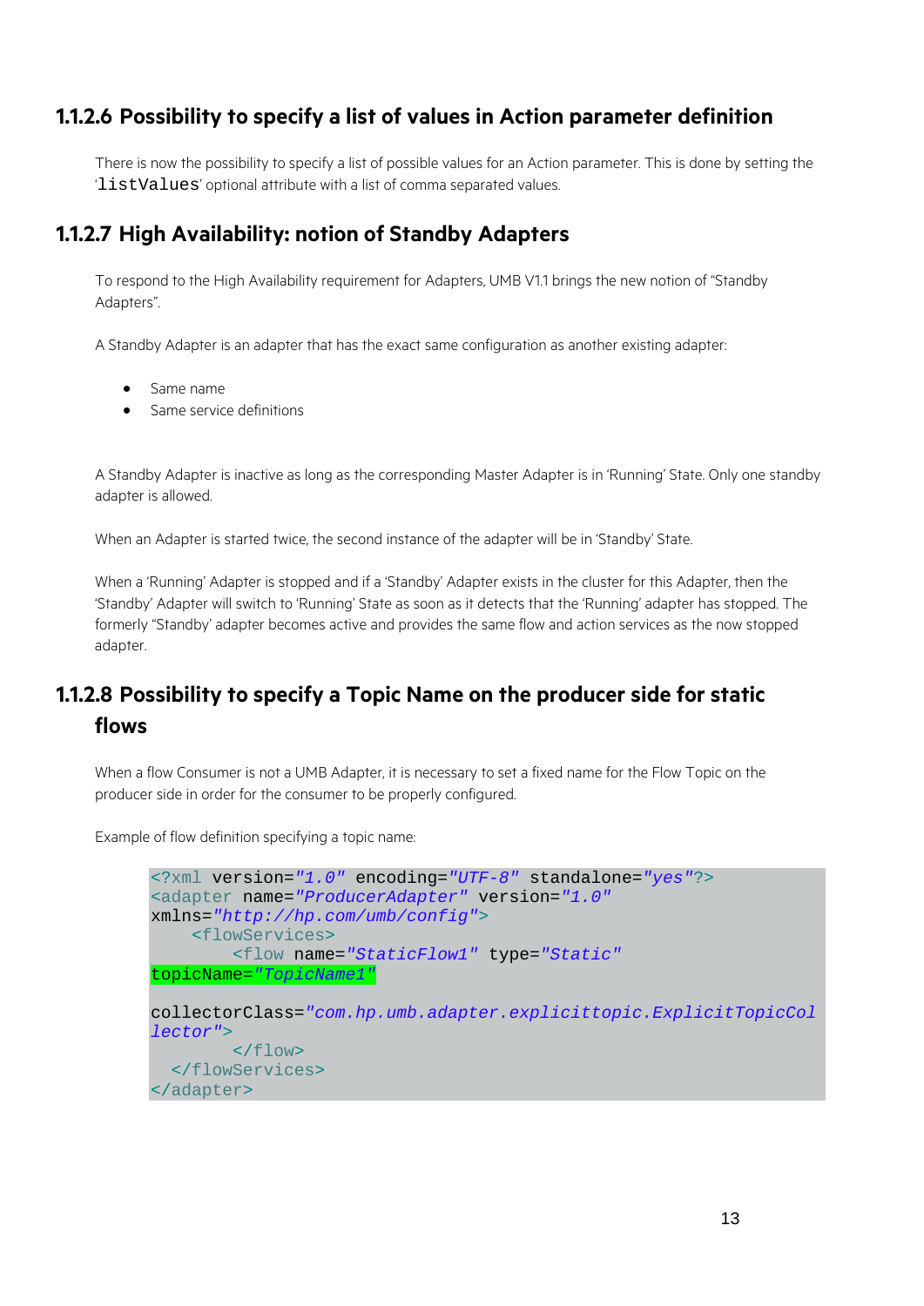### 1.1.2.6 Possibility to specify a list of values in Action parameter definition

There is now the possibility to specify a list of possible values for an Action parameter. This is done by setting the '`listValues`' optional attribute with a list of comma separated values.

### 1.1.2.7 High Availability: notion of Standby Adapters

To respond to the High Availability requirement for Adapters, UMB V1.1 brings the new notion of "Standby Adapters".

A Standby Adapter is an adapter that has the exact same configuration as another existing adapter:

- Same name
- Same service definitions

A Standby Adapter is inactive as long as the corresponding Master Adapter is in 'Running' State. Only one standby adapter is allowed.

When an Adapter is started twice, the second instance of the adapter will be in 'Standby' State.

When a 'Running' Adapter is stopped and if a 'Standby' Adapter exists in the cluster for this Adapter, then the 'Standby' Adapter will switch to 'Running' State as soon as it detects that the 'Running' adapter has stopped. The formerly "Standby' adapter becomes active and provides the same flow and action services as the now stopped adapter.

### 1.1.2.8 Possibility to specify a Topic Name on the producer side for static flows

When a flow Consumer is not a UMB Adapter, it is necessary to set a fixed name for the Flow Topic on the producer side in order for the consumer to be properly configured.

Example of flow definition specifying a topic name:

```
<?xml version="1.0" encoding="UTF-8" standalone="yes"?>
<adapter name="ProducerAdapter" version="1.0"
xmlns="http://hp.com/umb/config">
    <flowServices>
        <flow name="StaticFlow1" type="Static"
topicName="TopicName1"

collectorClass="com.hp.umb.adapter.explicittopic.ExplicitTopicCol
lector">
        </flow>
  </flowServices>
</adapter>
```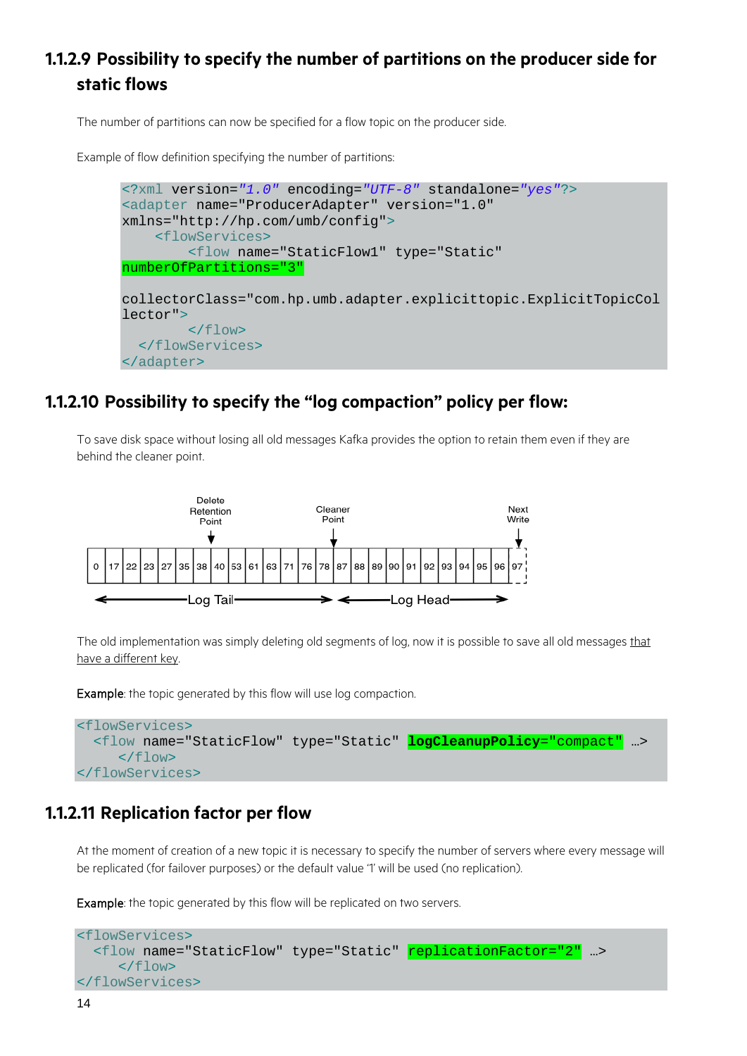### 1.1.2.9 Possibility to specify the number of partitions on the producer side for static flows

The number of partitions can now be specified for a flow topic on the producer side.

Example of flow definition specifying the number of partitions:

```
<?xml version="1.0" encoding="UTF-8" standalone="yes"?>
<adapter name="ProducerAdapter" version="1.0"
xmlns="http://hp.com/umb/config">
    <flowServices>
        <flow name="StaticFlow1" type="Static"
numberOfPartitions="3"

collectorClass="com.hp.umb.adapter.explicittopic.ExplicitTopicCol
lector">
        </flow>
  </flowServices>
</adapter>
```

### 1.1.2.10 Possibility to specify the "log compaction" policy per flow:

To save disk space without losing all old messages Kafka provides the option to retain them even if they are behind the cleaner point.

```
      Delete                       Cleaner                                Next
     Retention                      Point                                 Write
       Point
         ↓                            ↓                                     ↓
| 0 | 17 | 22 | 23 | 27 | 35 | 38 | 40 | 53 | 61 | 63 | 71 | 76 | 78 | 87 | 88 | 89 | 90 | 91 | 92 | 93 | 94 | 95 | 96 | 97 |
←————————————— Log Tail —————————————→ ←————————— Log Head —————————→
```

The old implementation was simply deleting old segments of log, now it is possible to save all old messages that have a different key.

**Example**: the topic generated by this flow will use log compaction.

```
<flowServices>
  <flow name="StaticFlow" type="Static" logCleanupPolicy="compact" …>
     </flow>
</flowServices>
```

### 1.1.2.11 Replication factor per flow

At the moment of creation of a new topic it is necessary to specify the number of servers where every message will be replicated (for failover purposes) or the default value '1' will be used (no replication).

**Example**: the topic generated by this flow will be replicated on two servers.

```
<flowServices>
  <flow name="StaticFlow" type="Static" replicationFactor="2" …>
     </flow>
</flowServices>
```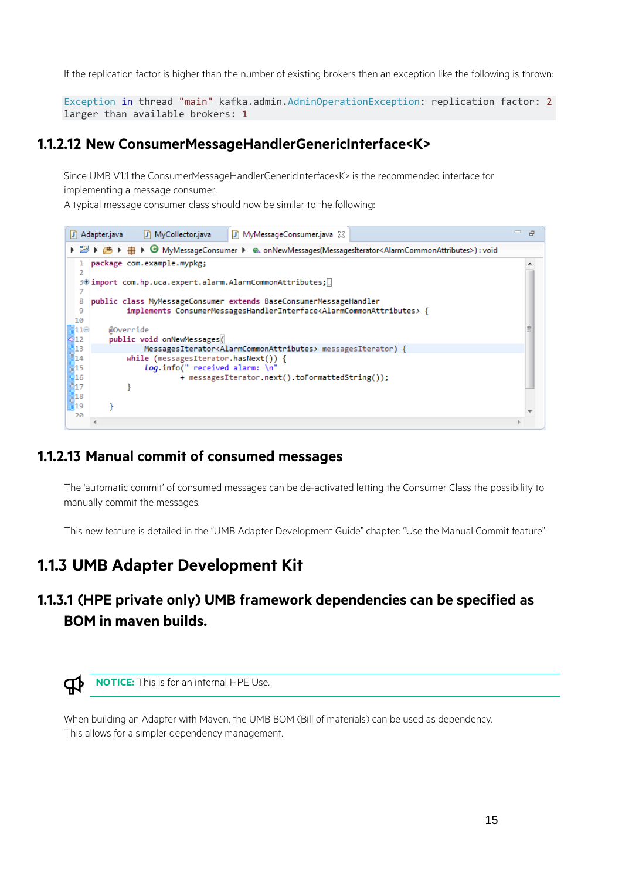If the replication factor is higher than the number of existing brokers then an exception like the following is thrown:

```
Exception in thread "main" kafka.admin.AdminOperationException: replication factor: 2
larger than available brokers: 1
```

### 1.1.2.12 New ConsumerMessageHandlerGenericInterface<K>

Since UMB V1.1 the ConsumerMessageHandlerGenericInterface<K> is the recommended interface for implementing a message consumer.
A typical message consumer class should now be similar to the following:

```java
package com.example.mypkg;

import com.hp.uca.expert.alarm.AlarmCommonAttributes;

public class MyMessageConsumer extends BaseConsumerMessageHandler
        implements ConsumerMessagesHandlerInterface<AlarmCommonAttributes> {

    @Override
    public void onNewMessages(
            MessagesIterator<AlarmCommonAttributes> messagesIterator) {
        while (messagesIterator.hasNext()) {
            log.info(" received alarm: \n"
                    + messagesIterator.next().toFormattedString());
        }

    }
```

### 1.1.2.13 Manual commit of consumed messages

The 'automatic commit' of consumed messages can be de-activated letting the Consumer Class the possibility to manually commit the messages.

This new feature is detailed in the "UMB Adapter Development Guide" chapter: "Use the Manual Commit feature".

## 1.1.3 UMB Adapter Development Kit

### 1.1.3.1 (HPE private only) UMB framework dependencies can be specified as BOM in maven builds.

**NOTICE:** This is for an internal HPE Use.

When building an Adapter with Maven, the UMB BOM (Bill of materials) can be used as dependency.
This allows for a simpler dependency management.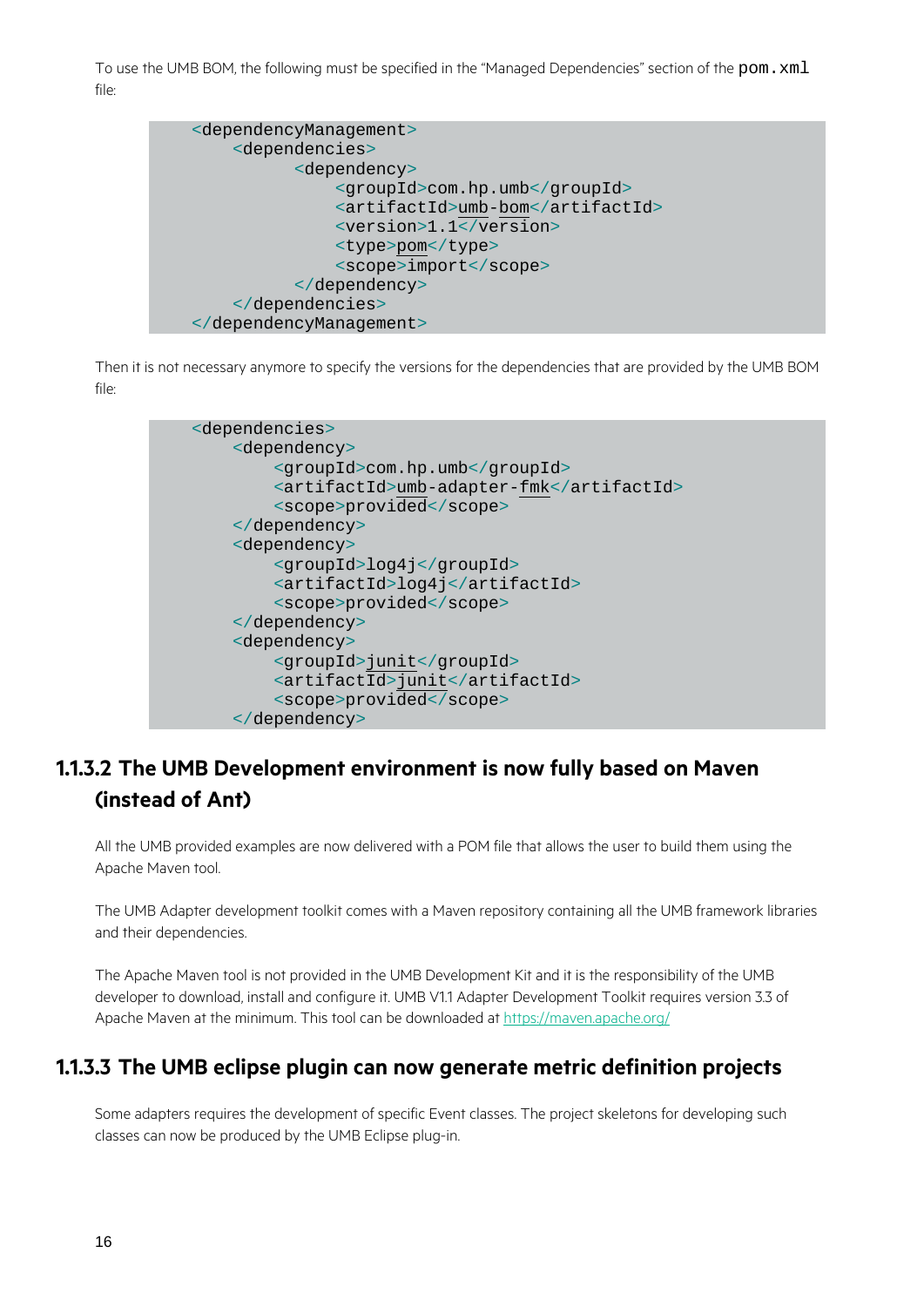To use the UMB BOM, the following must be specified in the “Managed Dependencies” section of the `pom.xml` file:

```
<dependencyManagement>
    <dependencies>
          <dependency>
              <groupId>com.hp.umb</groupId>
              <artifactId>umb-bom</artifactId>
              <version>1.1</version>
              <type>pom</type>
              <scope>import</scope>
          </dependency>
    </dependencies>
</dependencyManagement>
```

Then it is not necessary anymore to specify the versions for the dependencies that are provided by the UMB BOM file:

```
<dependencies>
    <dependency>
        <groupId>com.hp.umb</groupId>
        <artifactId>umb-adapter-fmk</artifactId>
        <scope>provided</scope>
    </dependency>
    <dependency>
        <groupId>log4j</groupId>
        <artifactId>log4j</artifactId>
        <scope>provided</scope>
    </dependency>
    <dependency>
        <groupId>junit</groupId>
        <artifactId>junit</artifactId>
        <scope>provided</scope>
    </dependency>
```

### 1.1.3.2 The UMB Development environment is now fully based on Maven (instead of Ant)

All the UMB provided examples are now delivered with a POM file that allows the user to build them using the Apache Maven tool.

The UMB Adapter development toolkit comes with a Maven repository containing all the UMB framework libraries and their dependencies.

The Apache Maven tool is not provided in the UMB Development Kit and it is the responsibility of the UMB developer to download, install and configure it. UMB V1.1 Adapter Development Toolkit requires version 3.3 of Apache Maven at the minimum. This tool can be downloaded at [https://maven.apache.org/](https://maven.apache.org/)

### 1.1.3.3 The UMB eclipse plugin can now generate metric definition projects

Some adapters requires the development of specific Event classes. The project skeletons for developing such classes can now be produced by the UMB Eclipse plug-in.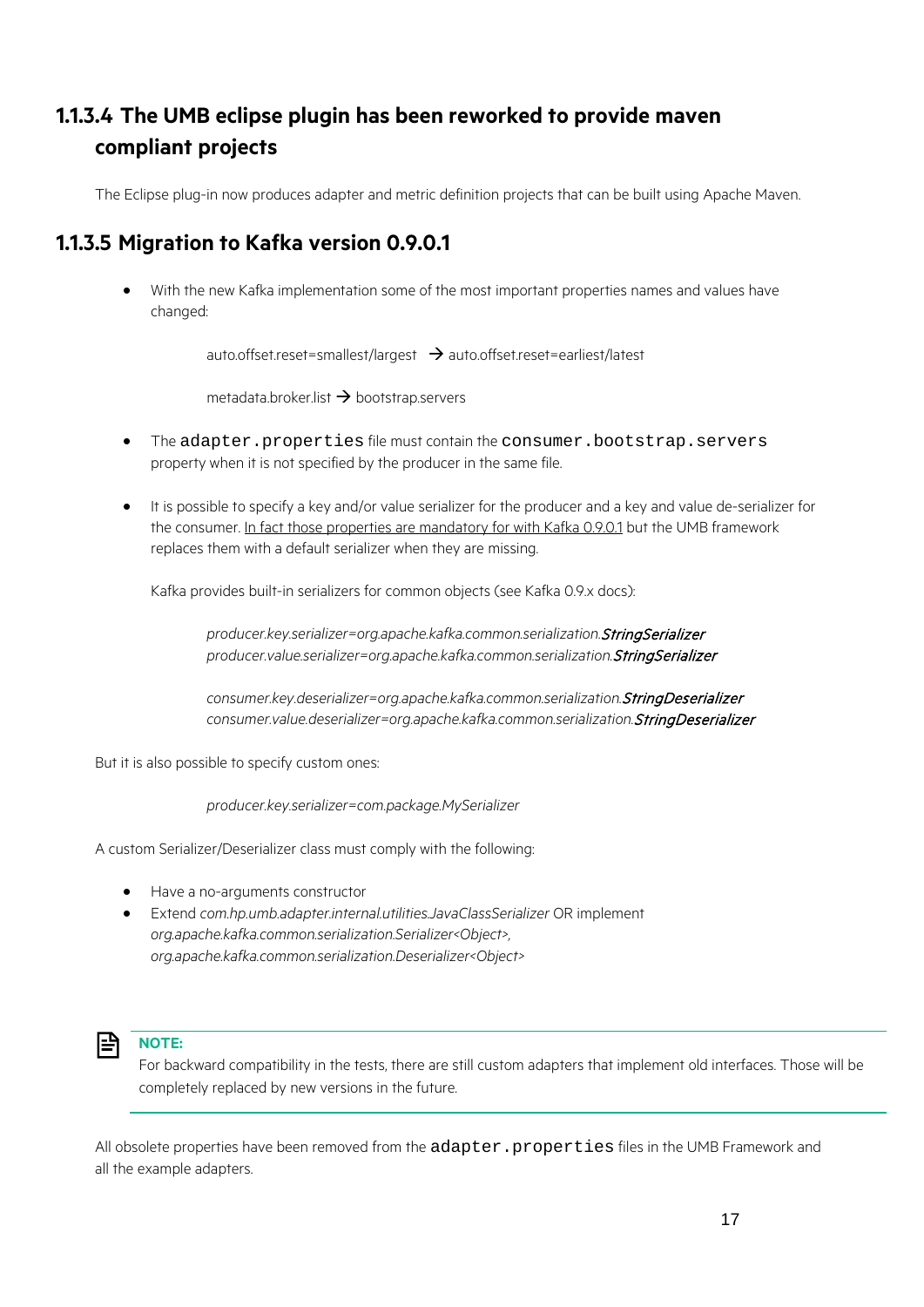### 1.1.3.4 The UMB eclipse plugin has been reworked to provide maven compliant projects

The Eclipse plug-in now produces adapter and metric definition projects that can be built using Apache Maven.

### 1.1.3.5 Migration to Kafka version 0.9.0.1

- With the new Kafka implementation some of the most important properties names and values have changed:

  auto.offset.reset=smallest/largest → auto.offset.reset=earliest/latest

  metadata.broker.list → bootstrap.servers

- The `adapter.properties` file must contain the `consumer.bootstrap.servers` property when it is not specified by the producer in the same file.

- It is possible to specify a key and/or value serializer for the producer and a key and value de-serializer for the consumer. <u>In fact those properties are mandatory for with Kafka 0.9.0.1</u> but the UMB framework replaces them with a default serializer when they are missing.

  Kafka provides built-in serializers for common objects (see Kafka 0.9.x docs):

  *producer.key.serializer=org.apache.kafka.common.serialization.**StringSerializer***
  *producer.value.serializer=org.apache.kafka.common.serialization.**StringSerializer***

  *consumer.key.deserializer=org.apache.kafka.common.serialization.**StringDeserializer***
  *consumer.value.deserializer=org.apache.kafka.common.serialization.**StringDeserializer***

But it is also possible to specify custom ones:

*producer.key.serializer=com.package.MySerializer*

A custom Serializer/Deserializer class must comply with the following:

- Have a no-arguments constructor
- Extend *com.hp.umb.adapter.internal.utilities.JavaClassSerializer* OR implement *org.apache.kafka.common.serialization.Serializer<Object>, org.apache.kafka.common.serialization.Deserializer<Object>*

**NOTE:**
For backward compatibility in the tests, there are still custom adapters that implement old interfaces. Those will be completely replaced by new versions in the future.

All obsolete properties have been removed from the `adapter.properties` files in the UMB Framework and all the example adapters.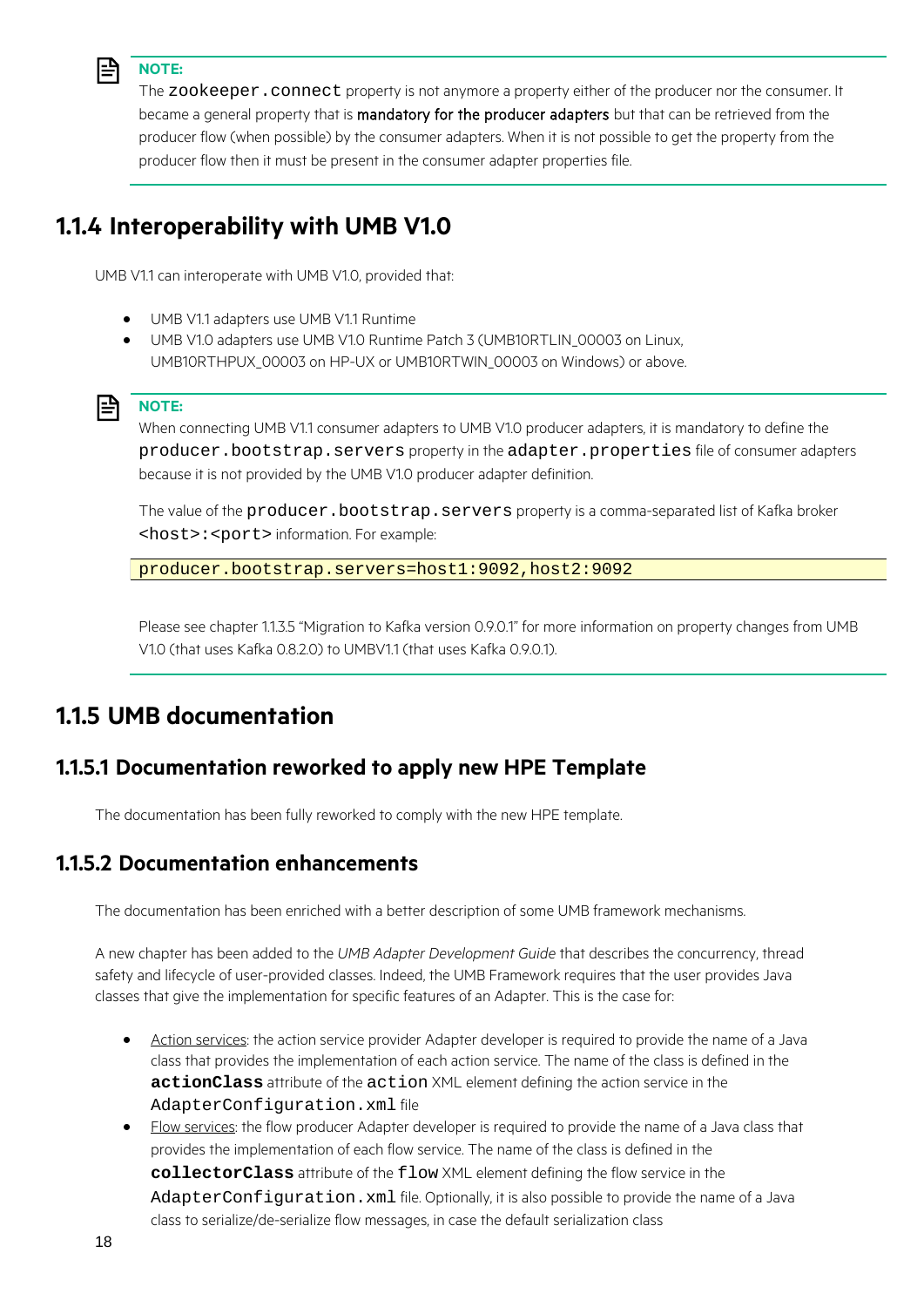> **NOTE:**
> The `zookeeper.connect` property is not anymore a property either of the producer nor the consumer. It became a general property that is mandatory for the producer adapters but that can be retrieved from the producer flow (when possible) by the consumer adapters. When it is not possible to get the property from the producer flow then it must be present in the consumer adapter properties file.

## 1.1.4 Interoperability with UMB V1.0

UMB V1.1 can interoperate with UMB V1.0, provided that:

- UMB V1.1 adapters use UMB V1.1 Runtime
- UMB V1.0 adapters use UMB V1.0 Runtime Patch 3 (UMB10RTLIN_00003 on Linux, UMB10RTHPUX_00003 on HP-UX or UMB10RTWIN_00003 on Windows) or above.

> **NOTE:**
> When connecting UMB V1.1 consumer adapters to UMB V1.0 producer adapters, it is mandatory to define the `producer.bootstrap.servers` property in the `adapter.properties` file of consumer adapters because it is not provided by the UMB V1.0 producer adapter definition.
>
> The value of the `producer.bootstrap.servers` property is a comma-separated list of Kafka broker `<host>:<port>` information. For example:
>
> ```
> producer.bootstrap.servers=host1:9092,host2:9092
> ```
>
> Please see chapter 1.1.3.5 "Migration to Kafka version 0.9.0.1" for more information on property changes from UMB V1.0 (that uses Kafka 0.8.2.0) to UMBV1.1 (that uses Kafka 0.9.0.1).

## 1.1.5 UMB documentation

### 1.1.5.1 Documentation reworked to apply new HPE Template

The documentation has been fully reworked to comply with the new HPE template.

### 1.1.5.2 Documentation enhancements

The documentation has been enriched with a better description of some UMB framework mechanisms.

A new chapter has been added to the *UMB Adapter Development Guide* that describes the concurrency, thread safety and lifecycle of user-provided classes. Indeed, the UMB Framework requires that the user provides Java classes that give the implementation for specific features of an Adapter. This is the case for:

- Action services: the action service provider Adapter developer is required to provide the name of a Java class that provides the implementation of each action service. The name of the class is defined in the **`actionClass`** attribute of the `action` XML element defining the action service in the `AdapterConfiguration.xml` file
- Flow services: the flow producer Adapter developer is required to provide the name of a Java class that provides the implementation of each flow service. The name of the class is defined in the **`collectorClass`** attribute of the `flow` XML element defining the flow service in the `AdapterConfiguration.xml` file. Optionally, it is also possible to provide the name of a Java class to serialize/de-serialize flow messages, in case the default serialization class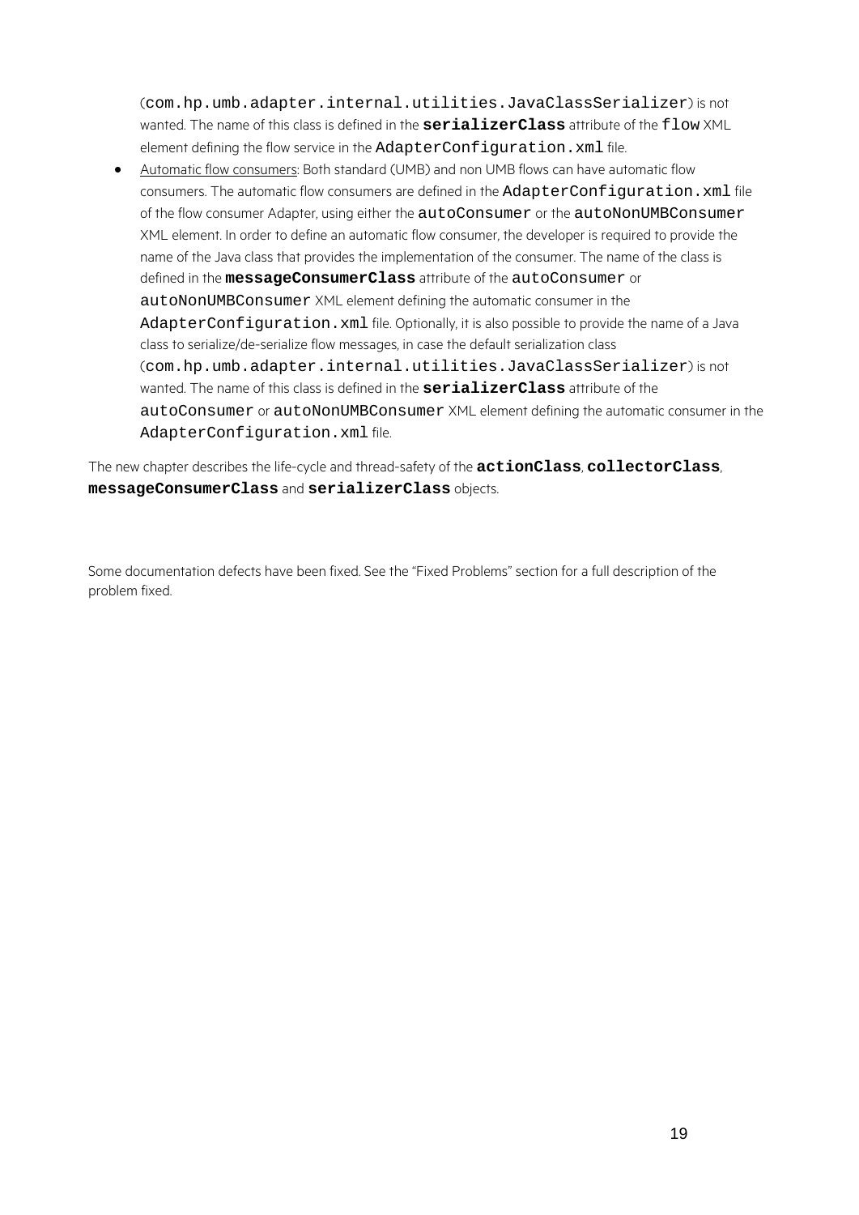(`com.hp.umb.adapter.internal.utilities.JavaClassSerializer`) is not wanted. The name of this class is defined in the **`serializerClass`** attribute of the `flow` XML element defining the flow service in the `AdapterConfiguration.xml` file.

- Automatic flow consumers: Both standard (UMB) and non UMB flows can have automatic flow consumers. The automatic flow consumers are defined in the `AdapterConfiguration.xml` file of the flow consumer Adapter, using either the `autoConsumer` or the `autoNonUMBConsumer` XML element. In order to define an automatic flow consumer, the developer is required to provide the name of the Java class that provides the implementation of the consumer. The name of the class is defined in the **`messageConsumerClass`** attribute of the `autoConsumer` or `autoNonUMBConsumer` XML element defining the automatic consumer in the `AdapterConfiguration.xml` file. Optionally, it is also possible to provide the name of a Java class to serialize/de-serialize flow messages, in case the default serialization class (`com.hp.umb.adapter.internal.utilities.JavaClassSerializer`) is not wanted. The name of this class is defined in the **`serializerClass`** attribute of the `autoConsumer` or `autoNonUMBConsumer` XML element defining the automatic consumer in the `AdapterConfiguration.xml` file.

The new chapter describes the life-cycle and thread-safety of the **`actionClass`**, **`collectorClass`**, **`messageConsumerClass`** and **`serializerClass`** objects.

Some documentation defects have been fixed. See the "Fixed Problems" section for a full description of the problem fixed.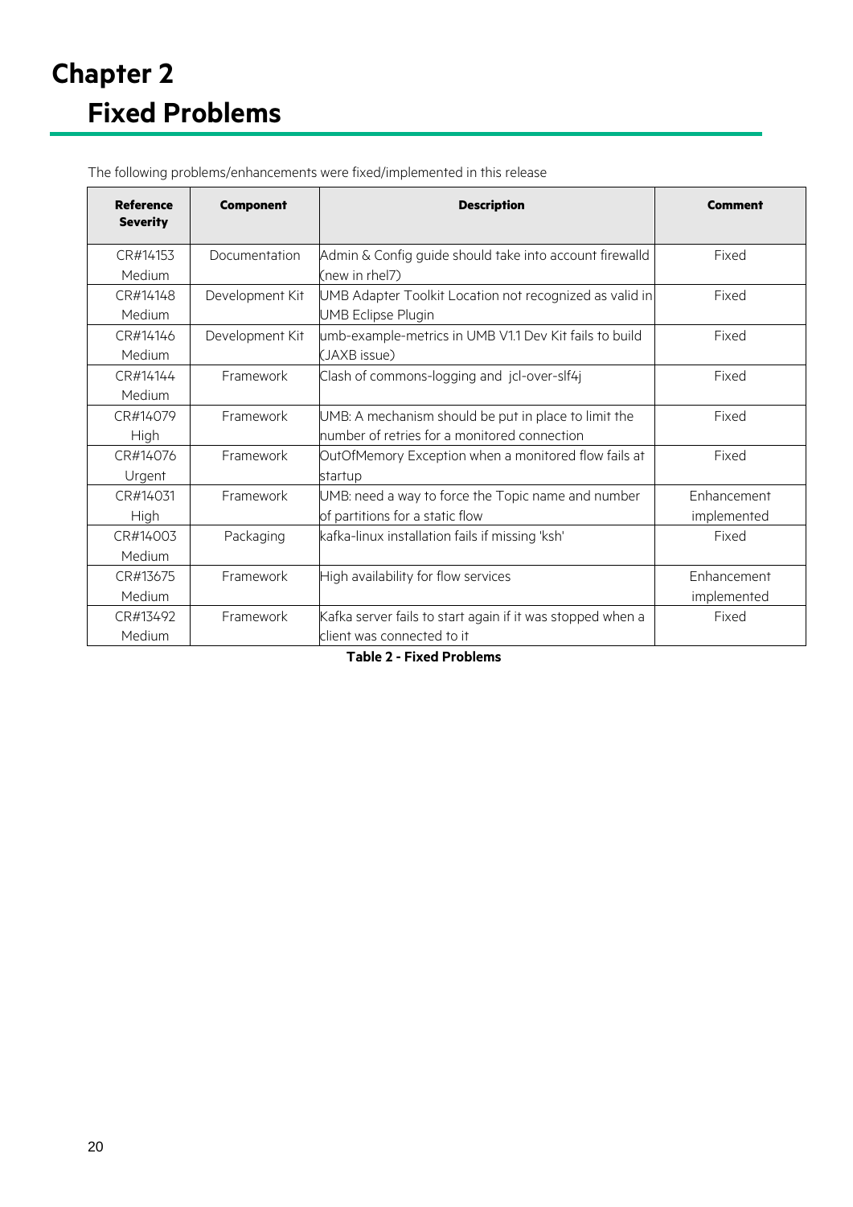# Chapter 2
## Fixed Problems

The following problems/enhancements were fixed/implemented in this release

| Reference Severity | Component | Description | Comment |
| --- | --- | --- | --- |
| CR#14153 Medium | Documentation | Admin & Config guide should take into account firewalld (new in rhel7) | Fixed |
| CR#14148 Medium | Development Kit | UMB Adapter Toolkit Location not recognized as valid in UMB Eclipse Plugin | Fixed |
| CR#14146 Medium | Development Kit | umb-example-metrics in UMB V1.1 Dev Kit fails to build (JAXB issue) | Fixed |
| CR#14144 Medium | Framework | Clash of commons-logging and jcl-over-slf4j | Fixed |
| CR#14079 High | Framework | UMB: A mechanism should be put in place to limit the number of retries for a monitored connection | Fixed |
| CR#14076 Urgent | Framework | OutOfMemory Exception when a monitored flow fails at startup | Fixed |
| CR#14031 High | Framework | UMB: need a way to force the Topic name and number of partitions for a static flow | Enhancement implemented |
| CR#14003 Medium | Packaging | kafka-linux installation fails if missing 'ksh' | Fixed |
| CR#13675 Medium | Framework | High availability for flow services | Enhancement implemented |
| CR#13492 Medium | Framework | Kafka server fails to start again if it was stopped when a client was connected to it | Fixed |

**Table 2 - Fixed Problems**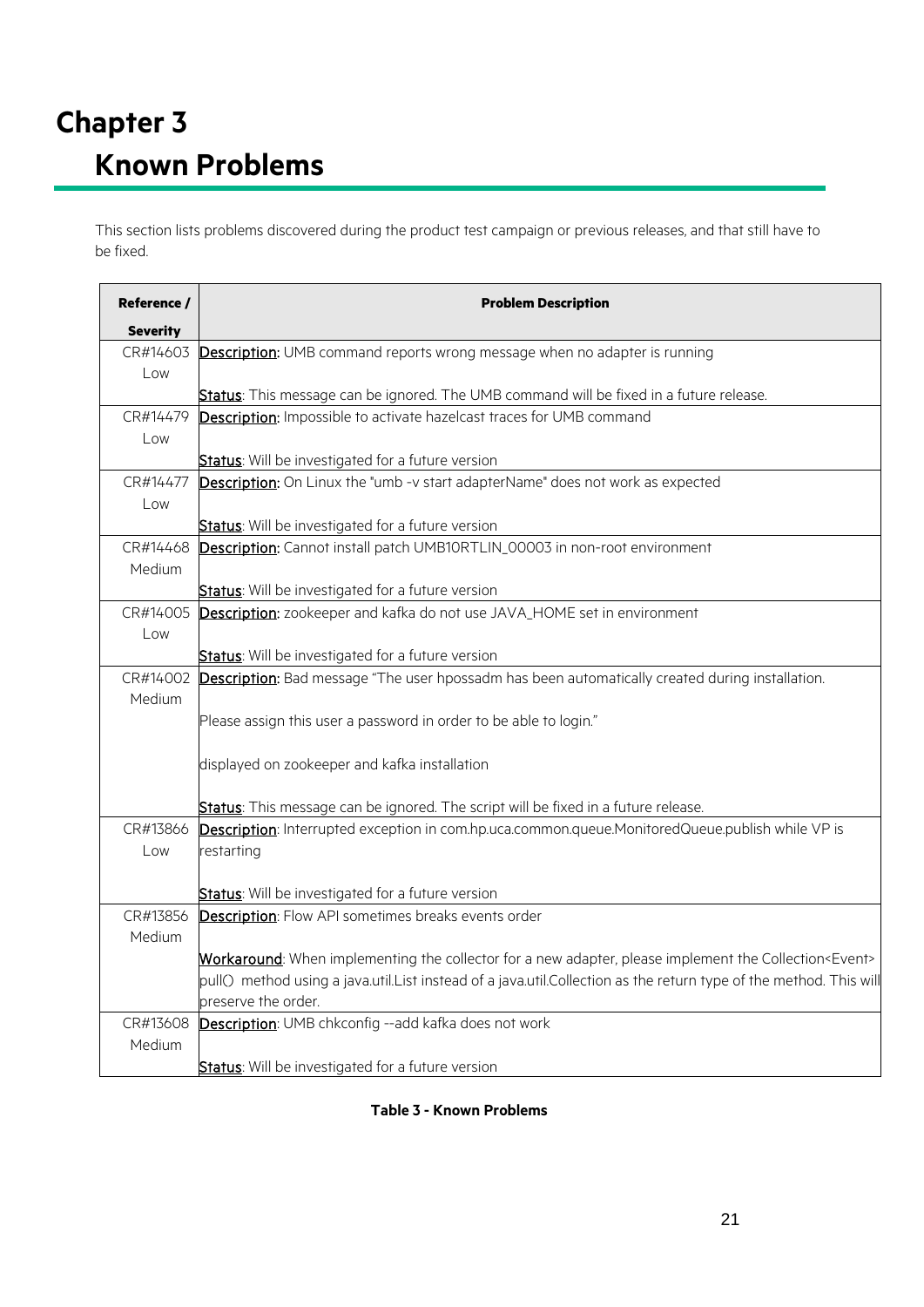# Chapter 3

## Known Problems

This section lists problems discovered during the product test campaign or previous releases, and that still have to be fixed.

| Reference / Severity | Problem Description |
|---|---|
| CR#14603 Low | Description: UMB command reports wrong message when no adapter is running<br><br>Status: This message can be ignored. The UMB command will be fixed in a future release. |
| CR#14479 Low | Description: Impossible to activate hazelcast traces for UMB command<br><br>Status: Will be investigated for a future version |
| CR#14477 Low | Description: On Linux the "umb -v start adapterName" does not work as expected<br><br>Status: Will be investigated for a future version |
| CR#14468 Medium | Description: Cannot install patch UMB10RTLIN_00003 in non-root environment<br><br>Status: Will be investigated for a future version |
| CR#14005 Low | Description: zookeeper and kafka do not use JAVA_HOME set in environment<br><br>Status: Will be investigated for a future version |
| CR#14002 Medium | Description: Bad message "The user hpossadm has been automatically created during installation.<br><br>Please assign this user a password in order to be able to login."<br><br>displayed on zookeeper and kafka installation<br><br>Status: This message can be ignored. The script will be fixed in a future release. |
| CR#13866 Low | Description: Interrupted exception in com.hp.uca.common.queue.MonitoredQueue.publish while VP is restarting<br><br>Status: Will be investigated for a future version |
| CR#13856 Medium | Description: Flow API sometimes breaks events order<br><br>Workaround: When implementing the collector for a new adapter, please implement the Collection<Event> pull() method using a java.util.List instead of a java.util.Collection as the return type of the method. This will preserve the order. |
| CR#13608 Medium | Description: UMB chkconfig --add kafka does not work<br><br>Status: Will be investigated for a future version |

**Table 3 - Known Problems**